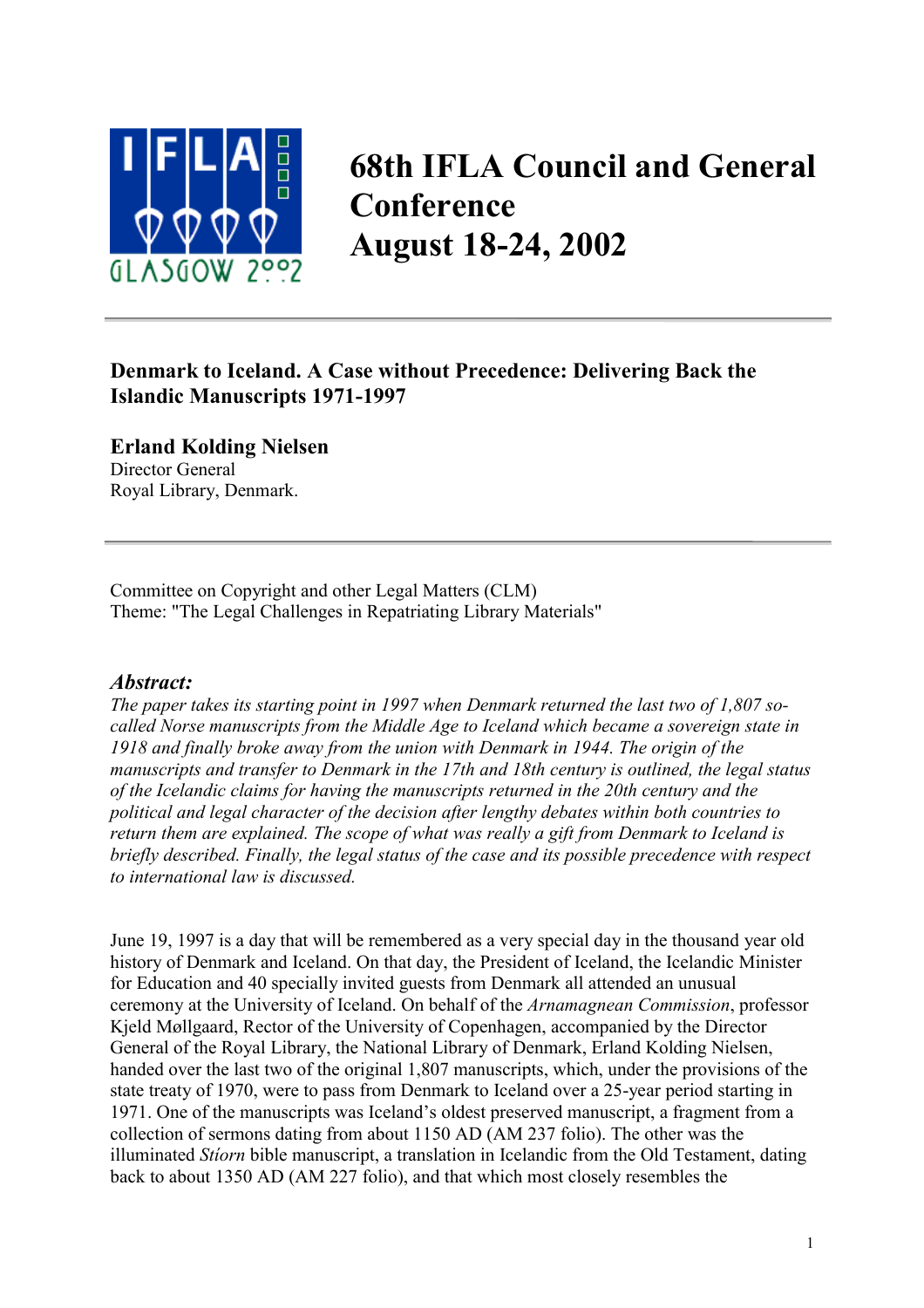# 68th IFLA Council and General Conference
# August 18-24, 2002

---

## Denmark to Iceland. A Case without Precedence: Delivering Back the Islandic Manuscripts 1971-1997

**Erland Kolding Nielsen**
Director General
Royal Library, Denmark.

---

Committee on Copyright and other Legal Matters (CLM)
Theme: "The Legal Challenges in Repatriating Library Materials"

### *Abstract:*

*The paper takes its starting point in 1997 when Denmark returned the last two of 1,807 so-called Norse manuscripts from the Middle Age to Iceland which became a sovereign state in 1918 and finally broke away from the union with Denmark in 1944. The origin of the manuscripts and transfer to Denmark in the 17th and 18th century is outlined, the legal status of the Icelandic claims for having the manuscripts returned in the 20th century and the political and legal character of the decision after lengthy debates within both countries to return them are explained. The scope of what was really a gift from Denmark to Iceland is briefly described. Finally, the legal status of the case and its possible precedence with respect to international law is discussed.*

June 19, 1997 is a day that will be remembered as a very special day in the thousand year old history of Denmark and Iceland. On that day, the President of Iceland, the Icelandic Minister for Education and 40 specially invited guests from Denmark all attended an unusual ceremony at the University of Iceland. On behalf of the *Arnamagnean Commission*, professor Kjeld Møllgaard, Rector of the University of Copenhagen, accompanied by the Director General of the Royal Library, the National Library of Denmark, Erland Kolding Nielsen, handed over the last two of the original 1,807 manuscripts, which, under the provisions of the state treaty of 1970, were to pass from Denmark to Iceland over a 25-year period starting in 1971. One of the manuscripts was Iceland's oldest preserved manuscript, a fragment from a collection of sermons dating from about 1150 AD (AM 237 folio). The other was the illuminated *Stíorn* bible manuscript, a translation in Icelandic from the Old Testament, dating back to about 1350 AD (AM 227 folio), and that which most closely resembles the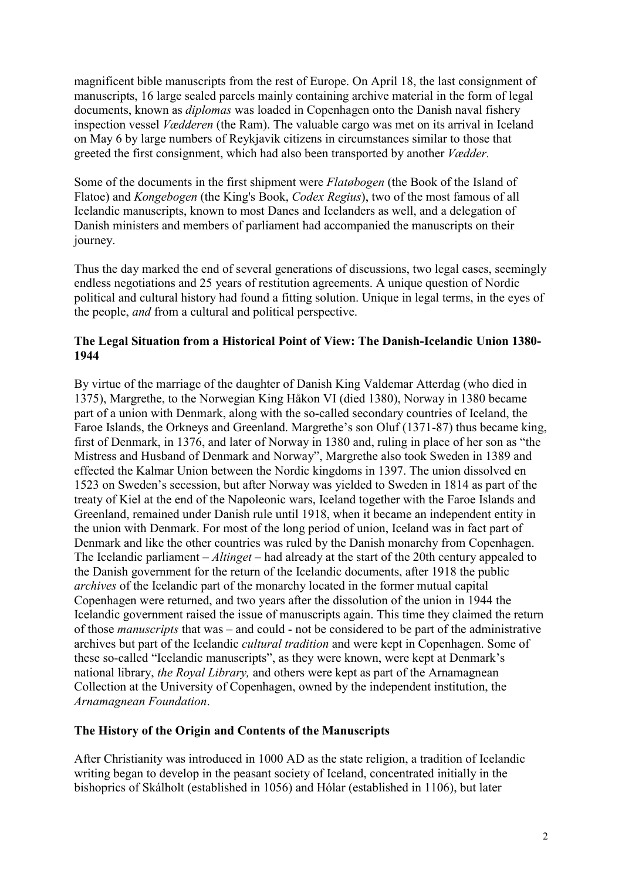magnificent bible manuscripts from the rest of Europe. On April 18, the last consignment of manuscripts, 16 large sealed parcels mainly containing archive material in the form of legal documents, known as *diplomas* was loaded in Copenhagen onto the Danish naval fishery inspection vessel *Vædderen* (the Ram). The valuable cargo was met on its arrival in Iceland on May 6 by large numbers of Reykjavik citizens in circumstances similar to those that greeted the first consignment, which had also been transported by another *Vædder.*

Some of the documents in the first shipment were *Flatøbogen* (the Book of the Island of Flatoe) and *Kongebogen* (the King's Book, *Codex Regius*), two of the most famous of all Icelandic manuscripts, known to most Danes and Icelanders as well, and a delegation of Danish ministers and members of parliament had accompanied the manuscripts on their journey.

Thus the day marked the end of several generations of discussions, two legal cases, seemingly endless negotiations and 25 years of restitution agreements. A unique question of Nordic political and cultural history had found a fitting solution. Unique in legal terms, in the eyes of the people, *and* from a cultural and political perspective.

### The Legal Situation from a Historical Point of View: The Danish-Icelandic Union 1380-1944

By virtue of the marriage of the daughter of Danish King Valdemar Atterdag (who died in 1375), Margrethe, to the Norwegian King Håkon VI (died 1380), Norway in 1380 became part of a union with Denmark, along with the so-called secondary countries of Iceland, the Faroe Islands, the Orkneys and Greenland. Margrethe's son Oluf (1371-87) thus became king, first of Denmark, in 1376, and later of Norway in 1380 and, ruling in place of her son as "the Mistress and Husband of Denmark and Norway", Margrethe also took Sweden in 1389 and effected the Kalmar Union between the Nordic kingdoms in 1397. The union dissolved en 1523 on Sweden's secession, but after Norway was yielded to Sweden in 1814 as part of the treaty of Kiel at the end of the Napoleonic wars, Iceland together with the Faroe Islands and Greenland, remained under Danish rule until 1918, when it became an independent entity in the union with Denmark. For most of the long period of union, Iceland was in fact part of Denmark and like the other countries was ruled by the Danish monarchy from Copenhagen. The Icelandic parliament – *Altinget* – had already at the start of the 20th century appealed to the Danish government for the return of the Icelandic documents, after 1918 the public *archives* of the Icelandic part of the monarchy located in the former mutual capital Copenhagen were returned, and two years after the dissolution of the union in 1944 the Icelandic government raised the issue of manuscripts again. This time they claimed the return of those *manuscripts* that was – and could - not be considered to be part of the administrative archives but part of the Icelandic *cultural tradition* and were kept in Copenhagen. Some of these so-called "Icelandic manuscripts", as they were known, were kept at Denmark's national library, *the Royal Library,* and others were kept as part of the Arnamagnean Collection at the University of Copenhagen, owned by the independent institution, the *Arnamagnean Foundation*.

### The History of the Origin and Contents of the Manuscripts

After Christianity was introduced in 1000 AD as the state religion, a tradition of Icelandic writing began to develop in the peasant society of Iceland, concentrated initially in the bishoprics of Skálholt (established in 1056) and Hólar (established in 1106), but later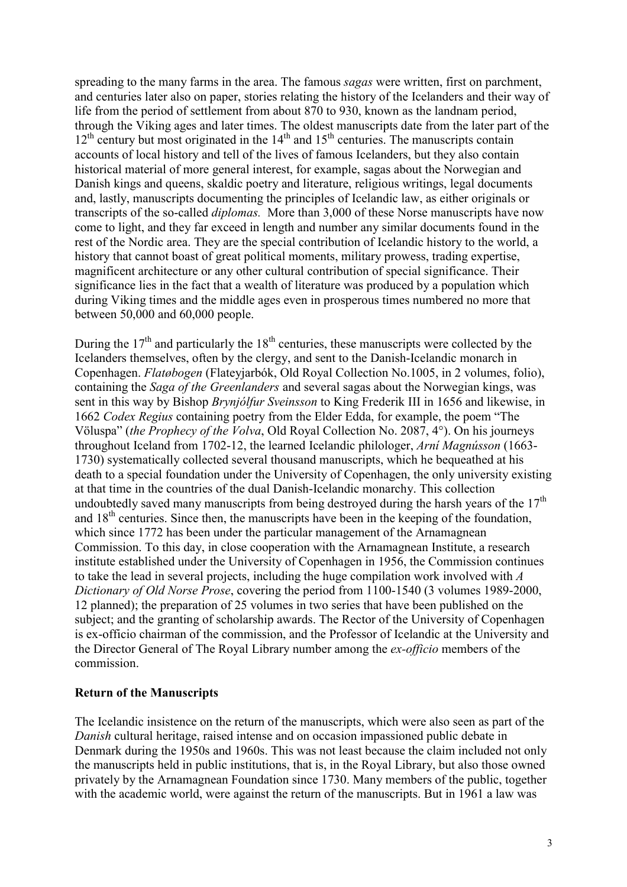spreading to the many farms in the area. The famous *sagas* were written, first on parchment, and centuries later also on paper, stories relating the history of the Icelanders and their way of life from the period of settlement from about 870 to 930, known as the landnam period, through the Viking ages and later times. The oldest manuscripts date from the later part of the 12th century but most originated in the 14th and 15th centuries. The manuscripts contain accounts of local history and tell of the lives of famous Icelanders, but they also contain historical material of more general interest, for example, sagas about the Norwegian and Danish kings and queens, skaldic poetry and literature, religious writings, legal documents and, lastly, manuscripts documenting the principles of Icelandic law, as either originals or transcripts of the so-called *diplomas.* More than 3,000 of these Norse manuscripts have now come to light, and they far exceed in length and number any similar documents found in the rest of the Nordic area. They are the special contribution of Icelandic history to the world, a history that cannot boast of great political moments, military prowess, trading expertise, magnificent architecture or any other cultural contribution of special significance. Their significance lies in the fact that a wealth of literature was produced by a population which during Viking times and the middle ages even in prosperous times numbered no more that between 50,000 and 60,000 people.

During the 17th and particularly the 18th centuries, these manuscripts were collected by the Icelanders themselves, often by the clergy, and sent to the Danish-Icelandic monarch in Copenhagen. *Flatøbogen* (Flateyjarbók, Old Royal Collection No.1005, in 2 volumes, folio), containing the *Saga of the Greenlanders* and several sagas about the Norwegian kings, was sent in this way by Bishop *Brynjólfur Sveinsson* to King Frederik III in 1656 and likewise, in 1662 *Codex Regius* containing poetry from the Elder Edda, for example, the poem "The Völuspa" (*the Prophecy of the Volva*, Old Royal Collection No. 2087, 4°). On his journeys throughout Iceland from 1702-12, the learned Icelandic philologer, *Arní Magnússon* (1663-1730) systematically collected several thousand manuscripts, which he bequeathed at his death to a special foundation under the University of Copenhagen, the only university existing at that time in the countries of the dual Danish-Icelandic monarchy. This collection undoubtedly saved many manuscripts from being destroyed during the harsh years of the 17th and 18th centuries. Since then, the manuscripts have been in the keeping of the foundation, which since 1772 has been under the particular management of the Arnamagnean Commission. To this day, in close cooperation with the Arnamagnean Institute, a research institute established under the University of Copenhagen in 1956, the Commission continues to take the lead in several projects, including the huge compilation work involved with *A Dictionary of Old Norse Prose*, covering the period from 1100-1540 (3 volumes 1989-2000, 12 planned); the preparation of 25 volumes in two series that have been published on the subject; and the granting of scholarship awards. The Rector of the University of Copenhagen is ex-officio chairman of the commission, and the Professor of Icelandic at the University and the Director General of The Royal Library number among the *ex-officio* members of the commission.

**Return of the Manuscripts**

The Icelandic insistence on the return of the manuscripts, which were also seen as part of the *Danish* cultural heritage, raised intense and on occasion impassioned public debate in Denmark during the 1950s and 1960s. This was not least because the claim included not only the manuscripts held in public institutions, that is, in the Royal Library, but also those owned privately by the Arnamagnean Foundation since 1730. Many members of the public, together with the academic world, were against the return of the manuscripts. But in 1961 a law was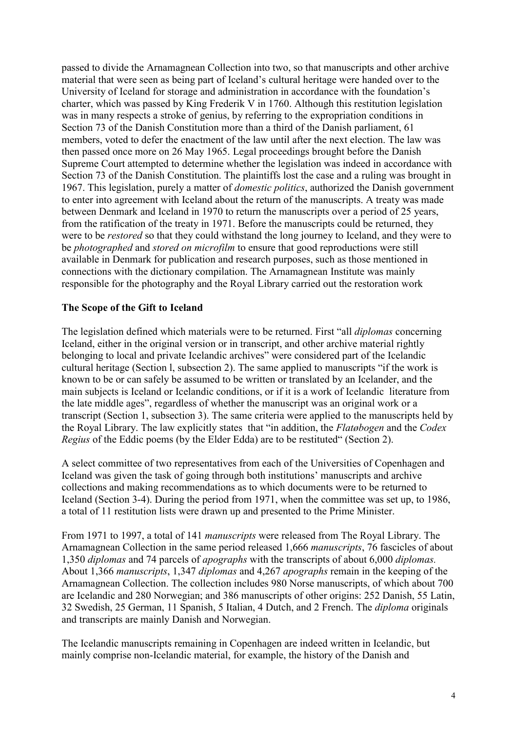passed to divide the Arnamagnean Collection into two, so that manuscripts and other archive material that were seen as being part of Iceland's cultural heritage were handed over to the University of Iceland for storage and administration in accordance with the foundation's charter, which was passed by King Frederik V in 1760. Although this restitution legislation was in many respects a stroke of genius, by referring to the expropriation conditions in Section 73 of the Danish Constitution more than a third of the Danish parliament, 61 members, voted to defer the enactment of the law until after the next election. The law was then passed once more on 26 May 1965. Legal proceedings brought before the Danish Supreme Court attempted to determine whether the legislation was indeed in accordance with Section 73 of the Danish Constitution. The plaintiffs lost the case and a ruling was brought in 1967. This legislation, purely a matter of *domestic politics*, authorized the Danish government to enter into agreement with Iceland about the return of the manuscripts. A treaty was made between Denmark and Iceland in 1970 to return the manuscripts over a period of 25 years, from the ratification of the treaty in 1971. Before the manuscripts could be returned, they were to be *restored* so that they could withstand the long journey to Iceland, and they were to be *photographed* and *stored on microfilm* to ensure that good reproductions were still available in Denmark for publication and research purposes, such as those mentioned in connections with the dictionary compilation. The Arnamagnean Institute was mainly responsible for the photography and the Royal Library carried out the restoration work

## The Scope of the Gift to Iceland

The legislation defined which materials were to be returned. First "all *diplomas* concerning Iceland, either in the original version or in transcript, and other archive material rightly belonging to local and private Icelandic archives" were considered part of the Icelandic cultural heritage (Section l, subsection 2). The same applied to manuscripts "if the work is known to be or can safely be assumed to be written or translated by an Icelander, and the main subjects is Iceland or Icelandic conditions, or if it is a work of Icelandic literature from the late middle ages", regardless of whether the manuscript was an original work or a transcript (Section 1, subsection 3). The same criteria were applied to the manuscripts held by the Royal Library. The law explicitly states that "in addition, the *Flatøbogen* and the *Codex Regius* of the Eddic poems (by the Elder Edda) are to be restituted" (Section 2).

A select committee of two representatives from each of the Universities of Copenhagen and Iceland was given the task of going through both institutions' manuscripts and archive collections and making recommendations as to which documents were to be returned to Iceland (Section 3-4). During the period from 1971, when the committee was set up, to 1986, a total of 11 restitution lists were drawn up and presented to the Prime Minister.

From 1971 to 1997, a total of 141 *manuscripts* were released from The Royal Library. The Arnamagnean Collection in the same period released 1,666 *manuscripts*, 76 fascicles of about 1,350 *diplomas* and 74 parcels of *apographs* with the transcripts of about 6,000 *diplomas.* About 1,366 *manuscripts*, 1,347 *diplomas* and 4,267 *apographs* remain in the keeping of the Arnamagnean Collection. The collection includes 980 Norse manuscripts, of which about 700 are Icelandic and 280 Norwegian; and 386 manuscripts of other origins: 252 Danish, 55 Latin, 32 Swedish, 25 German, 11 Spanish, 5 Italian, 4 Dutch, and 2 French. The *diploma* originals and transcripts are mainly Danish and Norwegian.

The Icelandic manuscripts remaining in Copenhagen are indeed written in Icelandic, but mainly comprise non-Icelandic material, for example, the history of the Danish and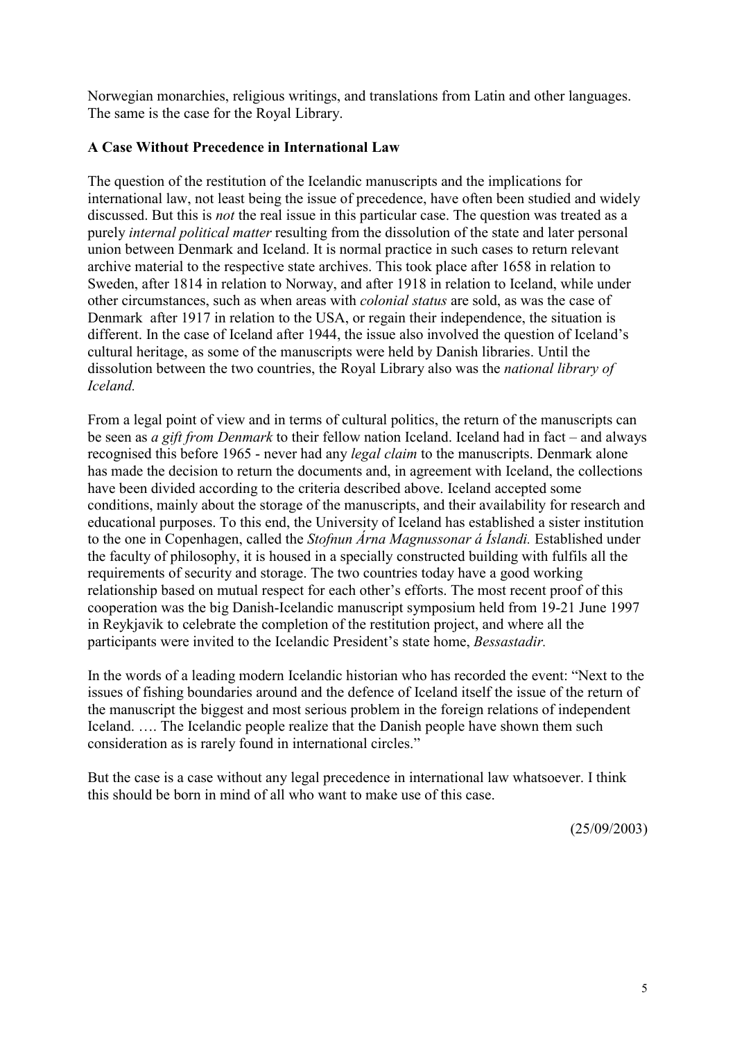Norwegian monarchies, religious writings, and translations from Latin and other languages. The same is the case for the Royal Library.

**A Case Without Precedence in International Law**

The question of the restitution of the Icelandic manuscripts and the implications for international law, not least being the issue of precedence, have often been studied and widely discussed. But this is *not* the real issue in this particular case. The question was treated as a purely *internal political matter* resulting from the dissolution of the state and later personal union between Denmark and Iceland. It is normal practice in such cases to return relevant archive material to the respective state archives. This took place after 1658 in relation to Sweden, after 1814 in relation to Norway, and after 1918 in relation to Iceland, while under other circumstances, such as when areas with *colonial status* are sold, as was the case of Denmark after 1917 in relation to the USA, or regain their independence, the situation is different. In the case of Iceland after 1944, the issue also involved the question of Iceland's cultural heritage, as some of the manuscripts were held by Danish libraries. Until the dissolution between the two countries, the Royal Library also was the *national library of Iceland.*

From a legal point of view and in terms of cultural politics, the return of the manuscripts can be seen as *a gift from Denmark* to their fellow nation Iceland. Iceland had in fact – and always recognised this before 1965 - never had any *legal claim* to the manuscripts. Denmark alone has made the decision to return the documents and, in agreement with Iceland, the collections have been divided according to the criteria described above. Iceland accepted some conditions, mainly about the storage of the manuscripts, and their availability for research and educational purposes. To this end, the University of Iceland has established a sister institution to the one in Copenhagen, called the *Stofnun Árna Magnussonar á Íslandi.* Established under the faculty of philosophy, it is housed in a specially constructed building with fulfils all the requirements of security and storage. The two countries today have a good working relationship based on mutual respect for each other's efforts. The most recent proof of this cooperation was the big Danish-Icelandic manuscript symposium held from 19-21 June 1997 in Reykjavik to celebrate the completion of the restitution project, and where all the participants were invited to the Icelandic President's state home, *Bessastadir.*

In the words of a leading modern Icelandic historian who has recorded the event: "Next to the issues of fishing boundaries around and the defence of Iceland itself the issue of the return of the manuscript the biggest and most serious problem in the foreign relations of independent Iceland. …. The Icelandic people realize that the Danish people have shown them such consideration as is rarely found in international circles."

But the case is a case without any legal precedence in international law whatsoever. I think this should be born in mind of all who want to make use of this case.

(25/09/2003)